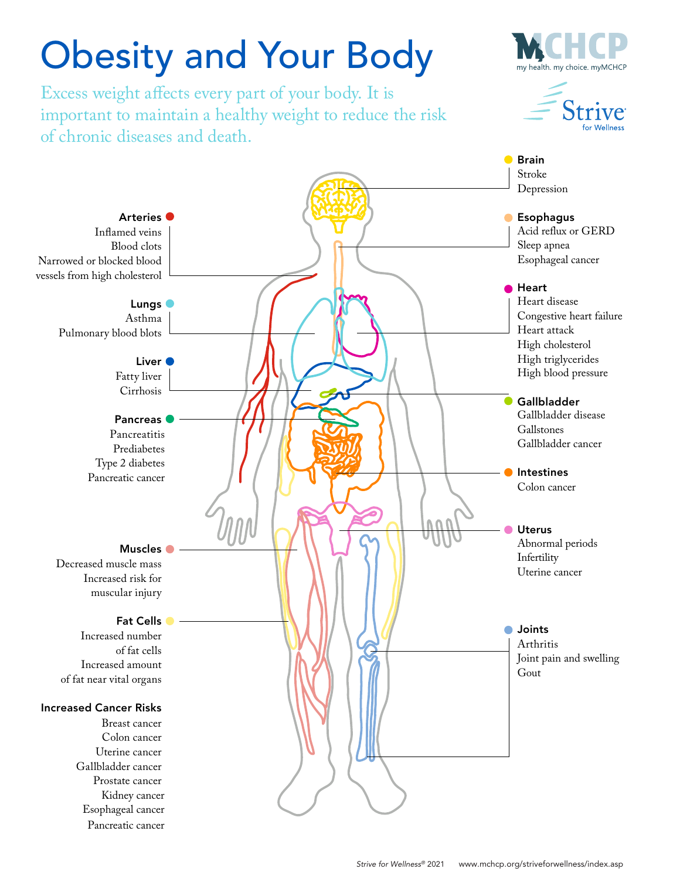# Obesity and Your Body

my health. my choice. myMCHCP

Strive for Wellness

Excess weight affects every part of your body. It is important to maintain a healthy weight to reduce the risk of chronic diseases and death.

**Arteries**
Inflamed veins
Blood clots
Narrowed or blocked blood vessels from high cholesterol

**Lungs**
Asthma
Pulmonary blood blots

**Liver**
Fatty liver
Cirrhosis

**Pancreas**
Pancreatitis
Prediabetes
Type 2 diabetes
Pancreatic cancer

**Muscles**
Decreased muscle mass
Increased risk for muscular injury

**Fat Cells**
Increased number of fat cells
Increased amount of fat near vital organs

**Increased Cancer Risks**
Breast cancer
Colon cancer
Uterine cancer
Gallbladder cancer
Prostate cancer
Kidney cancer
Esophageal cancer
Pancreatic cancer

**Brain**
Stroke
Depression

**Esophagus**
Acid reflux or GERD
Sleep apnea
Esophageal cancer

**Heart**
Heart disease
Congestive heart failure
Heart attack
High cholesterol
High triglycerides
High blood pressure

**Gallbladder**
Gallbladder disease
Gallstones
Gallbladder cancer

**Intestines**
Colon cancer

**Uterus**
Abnormal periods
Infertility
Uterine cancer

**Joints**
Arthritis
Joint pain and swelling
Gout

*Strive for Wellness®* 2021 www.mchcp.org/striveforwellness/index.asp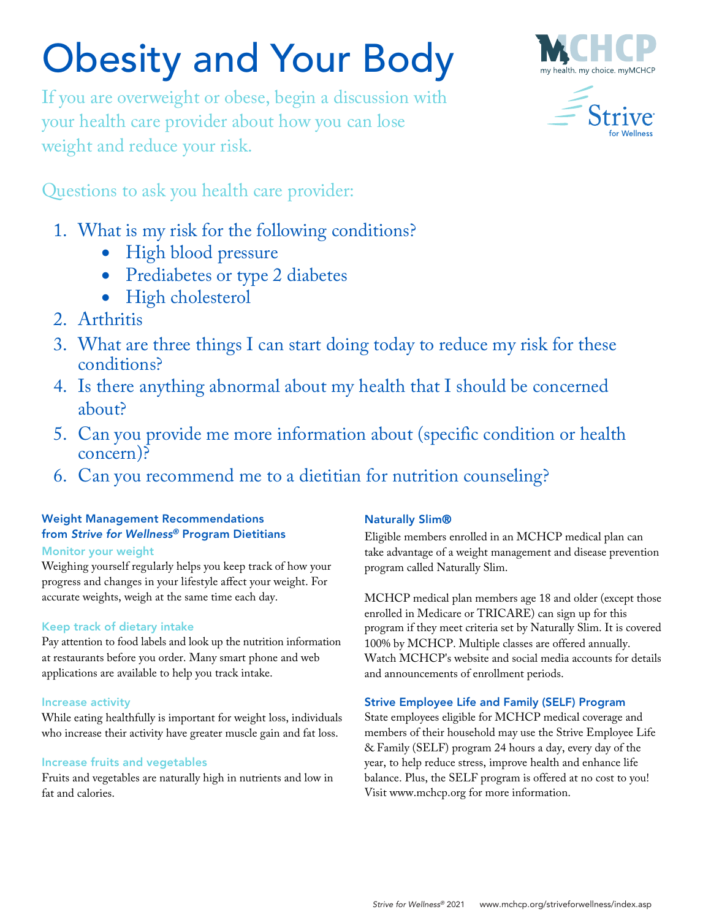# Obesity and Your Body

If you are overweight or obese, begin a discussion with your health care provider about how you can lose weight and reduce your risk.

## Questions to ask you health care provider:

1. What is my risk for the following conditions?
   - High blood pressure
   - Prediabetes or type 2 diabetes
   - High cholesterol
2. Arthritis
3. What are three things I can start doing today to reduce my risk for these conditions?
4. Is there anything abnormal about my health that I should be concerned about?
5. Can you provide me more information about (specific condition or health concern)?
6. Can you recommend me to a dietitian for nutrition counseling?

### Weight Management Recommendations from *Strive for Wellness®* Program Dietitians

#### Monitor your weight

Weighing yourself regularly helps you keep track of how your progress and changes in your lifestyle affect your weight. For accurate weights, weigh at the same time each day.

#### Keep track of dietary intake

Pay attention to food labels and look up the nutrition information at restaurants before you order. Many smart phone and web applications are available to help you track intake.

#### Increase activity

While eating healthfully is important for weight loss, individuals who increase their activity have greater muscle gain and fat loss.

#### Increase fruits and vegetables

Fruits and vegetables are naturally high in nutrients and low in fat and calories.

### Naturally Slim®

Eligible members enrolled in an MCHCP medical plan can take advantage of a weight management and disease prevention program called Naturally Slim.

MCHCP medical plan members age 18 and older (except those enrolled in Medicare or TRICARE) can sign up for this program if they meet criteria set by Naturally Slim. It is covered 100% by MCHCP. Multiple classes are offered annually. Watch MCHCP's website and social media accounts for details and announcements of enrollment periods.

### Strive Employee Life and Family (SELF) Program

State employees eligible for MCHCP medical coverage and members of their household may use the Strive Employee Life & Family (SELF) program 24 hours a day, every day of the year, to help reduce stress, improve health and enhance life balance. Plus, the SELF program is offered at no cost to you! Visit www.mchcp.org for more information.